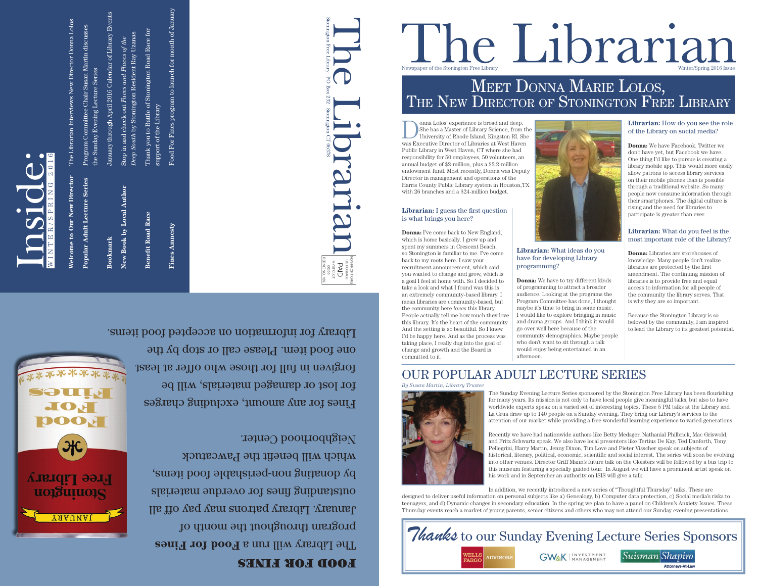# The Librarian

Newspaper of the Stonington Free Library

Winter/Spring 2016 Issue

## Meet Donna Marie Lolos, The New Director of Stonington Free Library

Donna Lolos' experience is broad and deep. She has a Master of Library Science, from the University of Rhode Island, Kingston RI. She was Executive Director of Libraries at West Haven Public Library in West Haven, CT where she had responsibility for 50 employees, 50 volunteers, an annual budget of $2-million, plus a $2.2-million endowment fund. Most recently, Donna was Deputy Director in management and operations of the Harris County Public Library system in Houston,TX with 26 branches and a $24-million budget.

**Librarian:** I guess the first question is what brings you here?

**Donna:** I've come back to New England, which is home basically. I grew up and spent my summers in Crescent Beach, so Stonington is familiar to me. I've come back to my roots here. I saw your recruitment announcement, which said you wanted to change and grow, which is a goal I feel at home with. So I decided to take a look and what I found was this is an extremely community-based library. I mean libraries are community-based, but the community here *loves* this library. People actually tell me how much they love this library. It's the heart of the community. And the setting is so beautiful. So I knew I'd be happy here. And as the process was taking place, I really dug into the goal of change and growth and the Board is committed to it.

**Librarian:** What ideas do you have for developing Library programming?

**Donna:** We have to try different kinds of programming to attract a broader audience. Looking at the programs the Program Committee has done, I thought maybe it's time to bring in some music. I would like to explore bringing in music and drama groups. And I think it would go over well here because of the community demographics. Maybe people who don't want to sit through a talk would enjoy being entertained in an afternoon.

**Librarian:** How do you see the role of the Library on social media?

**Donna:** We have Facebook. Twitter we don't have yet, but Facebook we have. One thing I'd like to pursue is creating a library mobile app. This would more easily allow patrons to access library services on their mobile phones than is possible through a traditional website. So many people now consume information through their smartphones. The digital culture is rising and the need for libraries to participate is greater than ever.

**Librarian:** What do you feel is the most important role of the Library?

**Donna:** Libraries are storehouses of knowledge. Many people don't realize libraries are protected by the first amendment. The continuing mission of libraries is to provide free and equal access to information for all people of the community the library serves. That is why they are so important.

Because the Stonington Library is so beloved by the community, I am inspired to lead the Library to its greatest potential.

## Our Popular Adult Lecture Series

*By Susan Martin, Library Trustee*

The Sunday Evening Lecture Series sponsored by the Stonington Free Library has been flourishing for many years. Its mission is not only to have local people give meaningful talks, but also to have worldwide experts speak on a varied set of interesting topics. These 5 PM talks at the Library and La Grua draw up to 140 people on a Sunday evening. They bring our Library's services to the attention of our market while providing a free wonderful learning experience to varied generations.

Recently we have had nationwide authors like Betty Medsger, Nathanial Philbrick, Mac Griswold, and Fritz Schwartz speak. We also have local presenters like Tertius De Kay, Ted Danforth, Tony Pellegrini, Harry Martin, Jenny Dixon, Tim Love and Pieter Visscher speak on subjects of historical, literary, political, economic, scientific and social interest. The series will soon be evolving into other venues. Director Griff Mann's future talk on the Cloisters will be followed by a bus trip to this museum featuring a specially guided tour. In August we will have a prominent artist speak on his work and in September an authority on ISIS will give a talk.

In addition, we recently introduced a new series of "Thoughtful Thursday" talks. These are designed to deliver useful information on personal subjects like a) Genealogy, b) Computer data protection, c) Social media's risks to teenagers, and d) Dynamic changes in secondary education. In the spring we plan to have a panel on Children's Anxiety Issues. These Thursday events reach a market of young parents, senior citizens and others who may not attend our Sunday evening presentations.

*Thanks* to our Sunday Evening Lecture Series Sponsors

Wells Fargo Advisors · GW&K Investment Management · Suisman Shapiro Attorneys-At-Law

# Inside:

WINTER/SPRING 2016

- **Welcome to Our New Director** — The Librarian Interviews New Director Donna Lolos
- **Popular Adult Lecture Series** — Program Committee Chair Susan Martin discusses the Sunday Evening Lecture Series
- **Bookmark** — January through April 2016 Calendar of Library Events
- **New Book by Local Author** — Stop in and check out *Faces and Places of the Deep South* by Stonington Resident Ray Uzmas
- **Benefit Road Race** — Thank you to Battle of Stonington Road Race for support of the Library
- **Fines Amnesty** — Food For Fines program to launch for month of January

# The Librarian

Stonington Free Library PO Box 232 Stonington CT 06378

NON-PROFIT ORG. US POSTAGE PAID MYSTIC, CT 06355 PERMIT NO. 159

## FOOD FOR FINES

The Library will run a **Food for Fines** program throughout the month of January. Library patrons may pay off all outstanding fines for overdue materials by donating non-perishable food items, which will benefit the Pawcatuck Neighborhood Center.

Fines for any amount, excluding charges for lost or damaged materials, will be forgiven in full for those who offer at least one food item. Please call or stop by the Library for information on accepted food items.

JANUARY · Stonington Free Library · Food For Fines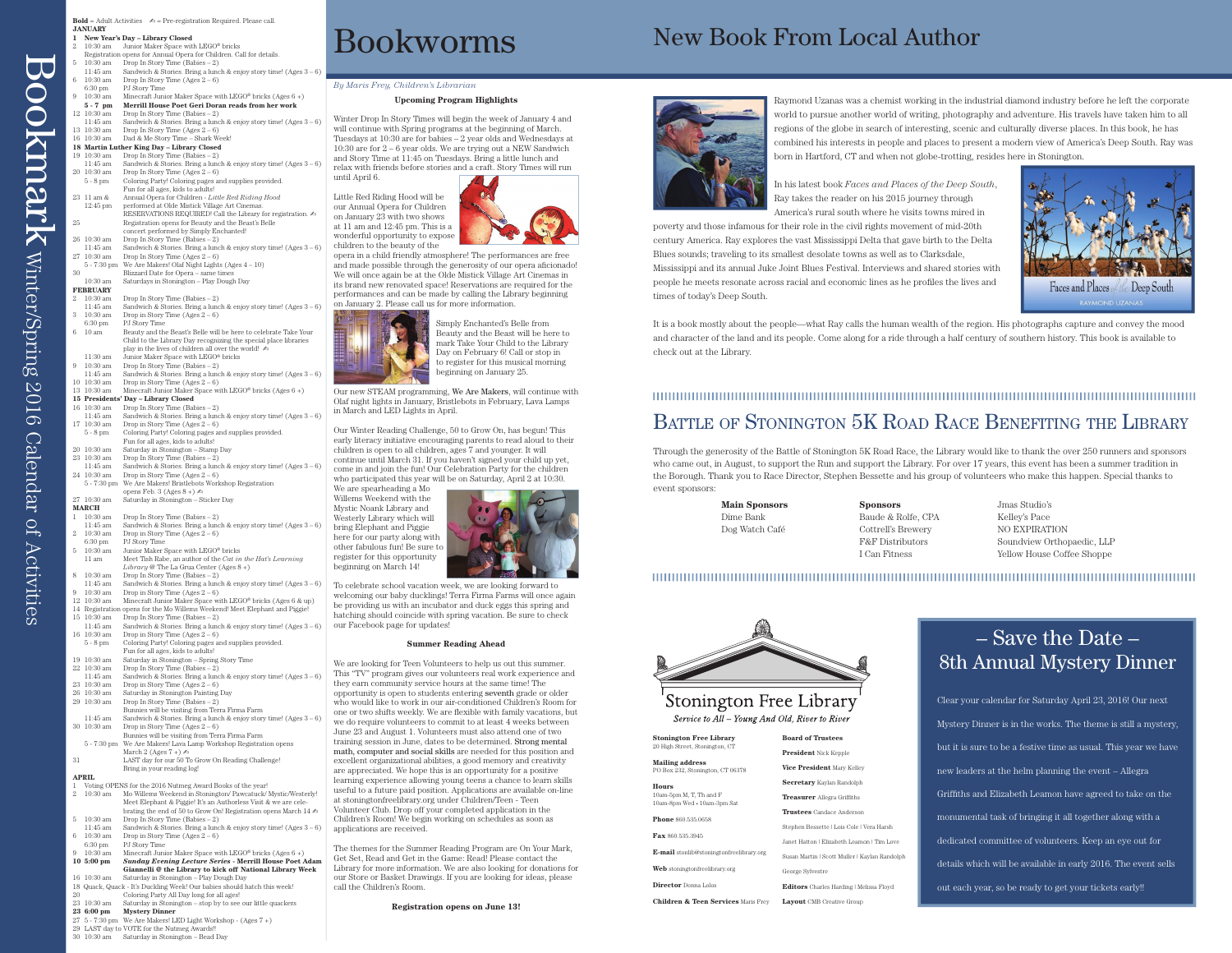# Bookmark Winter/Spring 2016 Calendar of Activities

**Bold** = Adult Activities ✍ = Pre-registration Required. Please call.

**JANUARY**

**1 New Year's Day – Library Closed**
2 10:30 am Junior Maker Space with LEGO® bricks
Registration opens for Annual Opera for Children. Call for details.
5 10:30 am Drop In Story Time (Babies – 2)
11:45 am Sandwich & Stories. Bring a lunch & enjoy story time! (Ages 3 – 6)
6 10:30 am Drop In Story Time (Ages 2 – 6)
6:30 pm PJ Story Time
9 10:30 am Minecraft Junior Maker Space with LEGO® bricks (Ages 6 +)
**5 - 7 pm Merrill House Poet Geri Doran reads from her work**
12 10:30 am Drop In Story Time (Babies – 2)
11:45 am Sandwich & Stories. Bring a lunch & enjoy story time! (Ages 3 – 6)
13 10:30 am Drop In Story Time (Ages 2 – 6)
16 10:30 am Dad & Me Story Time – Shark Week!
**18 Martin Luther King Day – Library Closed**
19 10:30 am Drop In Story Time (Babies – 2)
11:45 am Sandwich & Stories. Bring a lunch & enjoy story time! (Ages 3 – 6)
20 10:30 am Drop In Story Time (Ages 2 – 6)
5 - 8 pm Coloring Party! Coloring pages and supplies provided. Fun for all ages, kids to adults!
23 11 am & 12:45 pm Annual Opera for Children - *Little Red Riding Hood* performed at Olde Mistick Village Art Cinemas
RESERVATIONS REQUIRED! Call the Library for registration. ✍
25 Registration opens for Beauty and the Beast's Belle concert performed by Simply Enchanted!
26 10:30 am Drop In Story Time (Babies – 2)
11:45 am Sandwich & Stories. Bring a lunch & enjoy story time! (Ages 3 – 6)
27 10:30 am Drop In Story Time (Ages 2 – 6)
5 - 7:30 pm We Are Makers! Olaf Night Lights (Ages 4 – 10)
30 Blizzard Date for Opera – same times
10:30 am Saturdays in Stonington – Play Dough Day

**FEBRUARY**

2 10:30 am Drop In Story Time (Babies – 2)
11:45 am Sandwich & Stories. Bring a lunch & enjoy story time! (Ages 3 – 6)
3 10:30 am Drop in Story Time (Ages 2 – 6)
6:30 pm PJ Story Time
6 10 am Beauty and the Beast's Belle will be here to celebrate Take Your Child to the Library Day recognizing the special place libraries play in the lives of children all over the world! ✍
11:30 am Junior Maker Space with LEGO® bricks
9 10:30 am Drop In Story Time (Babies – 2)
11:45 am Sandwich & Stories. Bring a lunch & enjoy story time! (Ages 3 – 6)
10 10:30 am Drop in Story Time (Ages 2 – 6)
13 10:30 am Minecraft Junior Maker Space with LEGO® bricks (Ages 6 +)
**15 Presidents' Day – Library Closed**
16 10:30 am Drop In Story Time (Babies – 2)
11:45 am Sandwich & Stories. Bring a lunch & enjoy story time! (Ages 3 – 6)
17 10:30 am Drop in Story Time (Ages 2 – 6)
5 - 8 pm Coloring Party! Coloring pages and supplies provided. Fun for all ages, kids to adults!
20 10:30 am Saturday in Stonington – Stamp Day
23 10:30 am Drop In Story Time (Babies – 2)
11:45 am Sandwich & Stories. Bring a lunch & enjoy story time! (Ages 3 – 6)
24 10:30 am Drop in Story Time (Ages 2 – 6)
5 - 7:30 pm We Are Makers! Bristlebots Workshop Registration opens Feb. 3 (Ages 8 +) ✍
27 10:30 am Saturday in Stonington – Sticker Day

**MARCH**

1 10:30 am Drop In Story Time (Babies – 2)
11:45 am Sandwich & Stories. Bring a lunch & enjoy story time! (Ages 3 – 6)
2 10:30 am Drop in Story Time (Ages 2 – 6)
6:30 pm PJ Story Time
5 10:30 am Junior Maker Space with LEGO® bricks
11 am Meet Tish Rabe, an author of the *Cat in the Hat's Learning Library* @ The La Grua Center (Ages 8 +)
8 10:30 am Drop In Story Time (Babies – 2)
11:45 am Sandwich & Stories. Bring a lunch & enjoy story time! (Ages 3 – 6)
9 10:30 am Drop in Story Time (Ages 2 – 6)
12 10:30 am Minecraft Junior Maker Space with LEGO® bricks (Ages 6 & up)
14 Registration opens for the Mo Willems Weekend! Meet Elephant and Piggie!
15 10:30 am Drop In Story Time (Babies – 2)
11:45 am Sandwich & Stories. Bring a lunch & enjoy story time! (Ages 3 – 6)
16 10:30 am Drop in Story Time (Ages 2 – 6)
5 - 8 pm Coloring Party! Coloring pages and supplies provided. Fun for all ages, kids to adults!
19 10:30 am Saturday in Stonington – Spring Story Time
22 10:30 am Drop In Story Time (Babies – 2)
11:45 am Sandwich & Stories. Bring a lunch & enjoy story time! (Ages 3 – 6)
23 10:30 am Drop in Story Time (Ages 2 – 6)
26 10:30 am Saturday in Stonington Painting Day
29 10:30 am Drop In Story Time (Babies – 2)
Bunnies will be visiting from Terra Firma Farm
11:45 am Sandwich & Stories. Bring a lunch & enjoy story time! (Ages 3 – 6)
30 10:30 am Drop in Story Time (Ages 2 – 6)
Bunnies will be visiting from Terra Firma Farm
5 - 7:30 pm We Are Makers! Lava Lamp Workshop Registration opens March 2 (Ages 7 +) ✍
31 LAST day for our 50 To Grow On Reading Challenge! Bring in your reading log!

**APRIL**

1 Voting OPENS for the 2016 Nutmeg Award Books of the year!
2 10:30 am Mo Willems Weekend in Stonington/ Pawcatuck/ Mystic/Westerly! Meet Elephant & Piggie! It's an Authorless Visit & we are celebrating the end of 50 to Grow On! Registration opens March 14 ✍
5 10:30 am Drop In Story Time (Babies – 2)
11:45 am Sandwich & Stories. Bring a lunch & enjoy story time! (Ages 3 – 6)
6 10:30 am Drop in Story Time (Ages 2 – 6)
6:30 pm PJ Story Time
9 10:30 am Minecraft Junior Maker Space with LEGO® bricks (Ages 6 +)
**10 5:00 pm *Sunday Evening Lecture Series* - Merrill House Poet Adam Giannelli @ the Library to kick off National Library Week**
16 10:30 am Saturday in Stonington – Play Dough Day
18 Quack, Quack - It's Duckling Week! Our babies should hatch this week!
20 Coloring Party All Day long for all ages!
23 10:30 am Saturday in Stonington – stop by to see our little quackers
**23 6:00 pm Mystery Dinner**
27 5 - 7:30 pm We Are Makers! LED Light Workshop - (Ages 7 +)
29 LAST day to VOTE for the Nutmeg Awards!!
30 10:30 am Saturday in Stonington – Bead Day

# Bookworms

*By Maris Frey, Children's Librarian*

**Upcoming Program Highlights**

Winter Drop In Story Times will begin the week of January 4 and will continue with Spring programs at the beginning of March. Tuesdays at 10:30 are for babies – 2 year olds and Wednesdays at 10:30 are for 2 – 6 year olds. We are trying out a NEW Sandwich and Story Time at 11:45 on Tuesdays. Bring a little lunch and relax with friends before stories and a craft. Story Times will run until April 6.

Little Red Riding Hood will be our Annual Opera for Children on January 23 with two shows at 11 am and 12:45 pm. This is a wonderful opportunity to expose children to the beauty of the opera in a child friendly atmosphere! The performances are free and made possible through the generosity of our opera aficionado! We will once again be at the Olde Mistick Village Art Cinemas in its brand new renovated space! Reservations are required for the performances and can be made by calling the Library beginning on January 2. Please call us for more information.

Simply Enchanted's Belle from Beauty and the Beast will be here to mark Take Your Child to the Library Day on February 6! Call or stop in to register for this musical morning beginning on January 25.

Our new STEAM programming, We Are Makers, will continue with Olaf night lights in January, Bristlebots in February, Lava Lamps in March and LED Lights in April.

Our Winter Reading Challenge, 50 to Grow On, has begun! This early literacy initiative encouraging parents to read aloud to their children is open to all children, ages 7 and younger. It will continue until March 31. If you haven't signed your child up yet, come in and join the fun! Our Celebration Party for the children who participated this year will be on Saturday, April 2 at 10:30. We are spearheading a Mo Willems Weekend with the Mystic Noank Library and Westerly Library which will bring Elephant and Piggie here for our party along with other fabulous fun! Be sure to register for this opportunity beginning on March 14!

To celebrate school vacation week, we are looking forward to welcoming our baby ducklings! Terra Firma Farms will once again be providing us with an incubator and duck eggs this spring and hatching should coincide with spring vacation. Be sure to check our Facebook page for updates!

**Summer Reading Ahead**

We are looking for Teen Volunteers to help us out this summer. This "TV" program gives our volunteers real work experience and they earn community service hours at the same time! The opportunity is open to students entering seventh grade or older who would like to work in our air-conditioned Children's Room for one or two shifts weekly. We are flexible with family vacations, but we do require volunteers to commit to at least 4 weeks between June 23 and August 1. Volunteers must also attend one of two training session in June, dates to be determined. Strong mental math, computer and social skills are needed for this position and excellent organizational abilities, a good memory and creativity are appreciated. We hope this is an opportunity for a positive learning experience allowing young teens a chance to learn skills useful to a future paid position. Applications are available on-line at stoningtonfreelibrary.org under Children/Teen - Teen Volunteer Club. Drop off your completed application in the Children's Room! We begin working on schedules as soon as applications are received.

The themes for the Summer Reading Program are On Your Mark, Get Set, Read and Get in the Game: Read! Please contact the Library for more information. We are also looking for donations for our Store or Basket Drawings. If you are looking for ideas, please call the Children's Room.

**Registration opens on June 13!**

# New Book From Local Author

Raymond Uzanas was a chemist working in the industrial diamond industry before he left the corporate world to pursue another world of writing, photography and adventure. His travels have taken him to all regions of the globe in search of interesting, scenic and culturally diverse places. In this book, he has combined his interests in people and places to present a modern view of America's Deep South. Ray was born in Hartford, CT and when not globe-trotting, resides here in Stonington.

In his latest book *Faces and Places of the Deep South*, Ray takes the reader on his 2015 journey through America's rural south where he visits towns mired in poverty and those infamous for their role in the civil rights movement of mid-20th century America. Ray explores the vast Mississippi Delta that gave birth to the Delta Blues sounds; traveling to its smallest desolate towns as well as to Clarksdale, Mississippi and its annual Juke Joint Blues Festival. Interviews and shared stories with people he meets resonate across racial and economic lines as he profiles the lives and times of today's Deep South.

Faces and Places of the Deep South
RAYMOND UZANAS

It is a book mostly about the people—what Ray calls the human wealth of the region. His photographs capture and convey the mood and character of the land and its people. Come along for a ride through a half century of southern history. This book is available to check out at the Library.

# Battle of Stonington 5K Road Race Benefiting the Library

Through the generosity of the Battle of Stonington 5K Road Race, the Library would like to thank the over 250 runners and sponsors who came out, in August, to support the Run and support the Library. For over 17 years, this event has been a summer tradition in the Borough. Thank you to Race Director, Stephen Bessette and his group of volunteers who make this happen. Special thanks to event sponsors:

| Main Sponsors | Sponsors | |
|---|---|---|
| Dime Bank | Baude & Rolfe, CPA | Jmas Studio's |
| Dog Watch Café | Cottrell's Brewery | Kelley's Pace |
| | F&F Distributors | NO EXPIRATION |
| | I Can Fitness | Soundview Orthopaedic, LLP |
| | | Yellow House Coffee Shoppe |

## Stonington Free Library

*Service to All – Young And Old, River to River*

**Stonington Free Library**
20 High Street, Stonington, CT

**Mailing address**
PO Box 232, Stonington, CT 06378

**Hours**
10am-5pm M, T, Th and F
10am-8pm Wed • 10am-3pm Sat

**Phone** 860.535.0658

**Fax** 860.535.3945

**E-mail** stonlib@stoningtonfreelibrary.org

**Web** stoningtonfreelibrary.org

**Director** Donna Lolos

**Children & Teen Services** Maris Frey

**Board of Trustees**

**President** Nick Kepple

**Vice President** Mary Kelley

**Secretary** Kaylan Randolph

**Treasurer** Allegra Griffiths

**Trustees** Candace Anderson
Stephen Bessette | Lois Cole | Vera Harsh
Janet Hatton | Elizabeth Leamon | Tim Love
Susan Martin | Scott Muller | Kaylan Randolph
George Sylvestre

**Editors** Charles Harding | Melissa Floyd

**Layout** CMB Creative Group

## – Save the Date – 8th Annual Mystery Dinner

Clear your calendar for Saturday April 23, 2016! Our next Mystery Dinner is in the works. The theme is still a mystery, but it is sure to be a festive time as usual. This year we have new leaders at the helm planning the event – Allegra Griffiths and Elizabeth Leamon have agreed to take on the monumental task of bringing it all together along with a dedicated committee of volunteers. Keep an eye out for details which will be available in early 2016. The event sells out each year, so be ready to get your tickets early!!